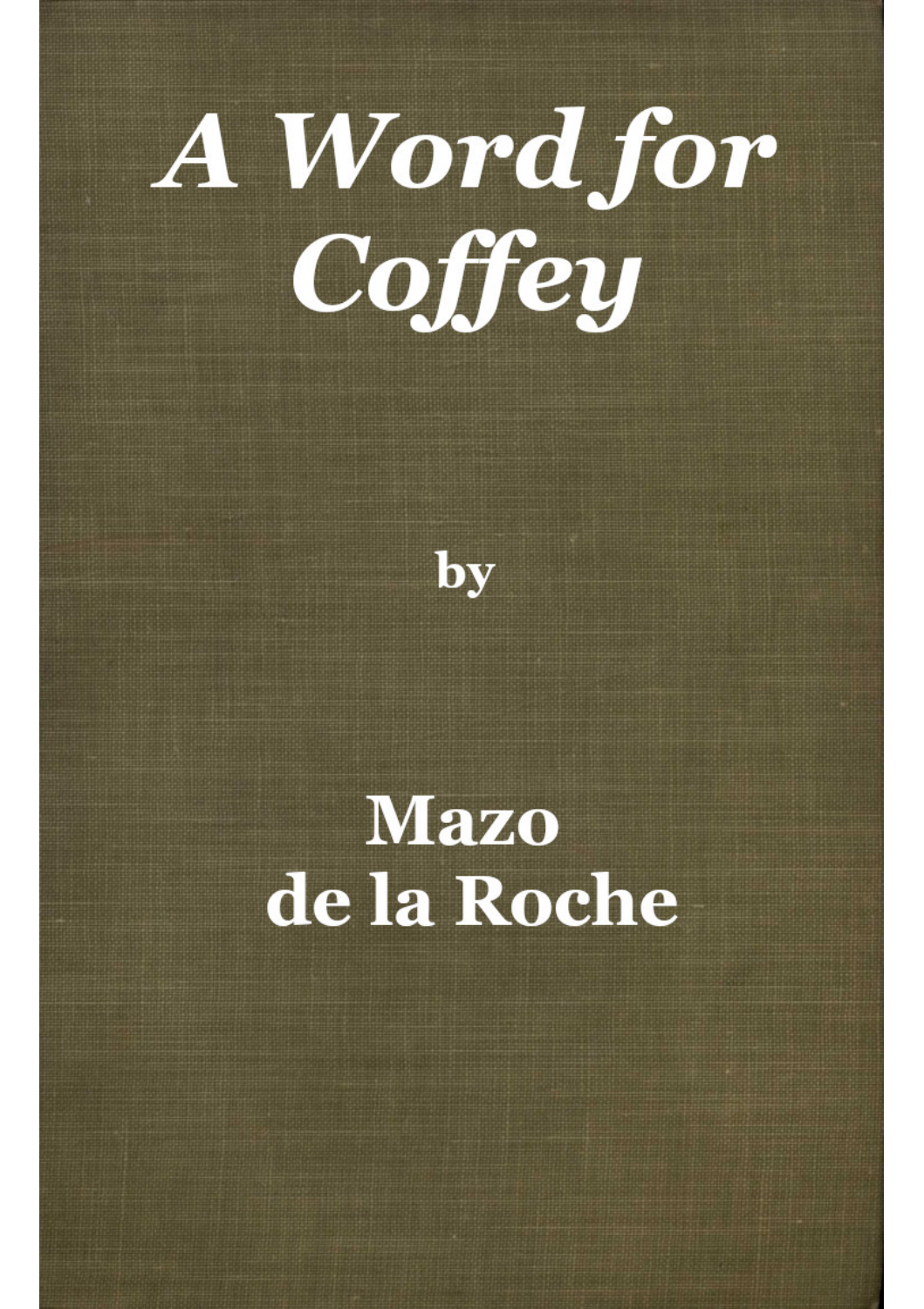# A Word for Coffey

by

**Mazo de la Roche**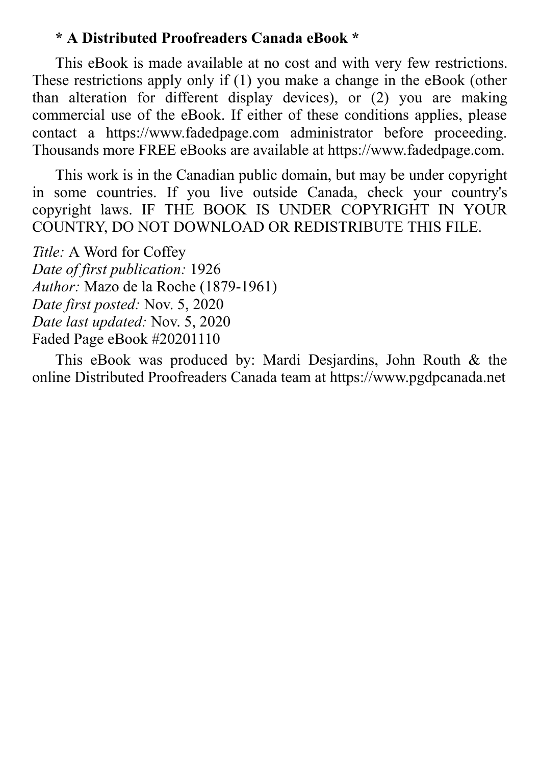**\* A Distributed Proofreaders Canada eBook \***

This eBook is made available at no cost and with very few restrictions. These restrictions apply only if (1) you make a change in the eBook (other than alteration for different display devices), or (2) you are making commercial use of the eBook. If either of these conditions applies, please contact a https://www.fadedpage.com administrator before proceeding. Thousands more FREE eBooks are available at https://www.fadedpage.com.

This work is in the Canadian public domain, but may be under copyright in some countries. If you live outside Canada, check your country's copyright laws. IF THE BOOK IS UNDER COPYRIGHT IN YOUR COUNTRY, DO NOT DOWNLOAD OR REDISTRIBUTE THIS FILE.

*Title:* A Word for Coffey  
*Date of first publication:* 1926  
*Author:* Mazo de la Roche (1879-1961)  
*Date first posted:* Nov. 5, 2020  
*Date last updated:* Nov. 5, 2020  
Faded Page eBook #20201110

This eBook was produced by: Mardi Desjardins, John Routh & the online Distributed Proofreaders Canada team at https://www.pgdpcanada.net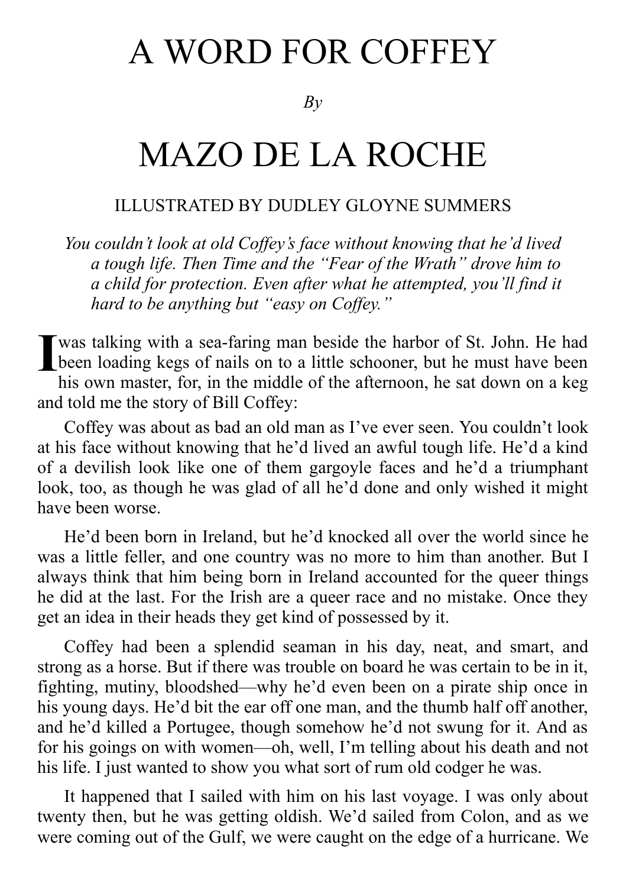# A WORD FOR COFFEY

*By*

# MAZO DE LA ROCHE

ILLUSTRATED BY DUDLEY GLOYNE SUMMERS

*You couldn't look at old Coffey's face without knowing that he'd lived a tough life. Then Time and the "Fear of the Wrath" drove him to a child for protection. Even after what he attempted, you'll find it hard to be anything but "easy on Coffey."*

I was talking with a sea-faring man beside the harbor of St. John. He had been loading kegs of nails on to a little schooner, but he must have been his own master, for, in the middle of the afternoon, he sat down on a keg and told me the story of Bill Coffey:

Coffey was about as bad an old man as I've ever seen. You couldn't look at his face without knowing that he'd lived an awful tough life. He'd a kind of a devilish look like one of them gargoyle faces and he'd a triumphant look, too, as though he was glad of all he'd done and only wished it might have been worse.

He'd been born in Ireland, but he'd knocked all over the world since he was a little feller, and one country was no more to him than another. But I always think that him being born in Ireland accounted for the queer things he did at the last. For the Irish are a queer race and no mistake. Once they get an idea in their heads they get kind of possessed by it.

Coffey had been a splendid seaman in his day, neat, and smart, and strong as a horse. But if there was trouble on board he was certain to be in it, fighting, mutiny, bloodshed—why he'd even been on a pirate ship once in his young days. He'd bit the ear off one man, and the thumb half off another, and he'd killed a Portugee, though somehow he'd not swung for it. And as for his goings on with women—oh, well, I'm telling about his death and not his life. I just wanted to show you what sort of rum old codger he was.

It happened that I sailed with him on his last voyage. I was only about twenty then, but he was getting oldish. We'd sailed from Colon, and as we were coming out of the Gulf, we were caught on the edge of a hurricane. We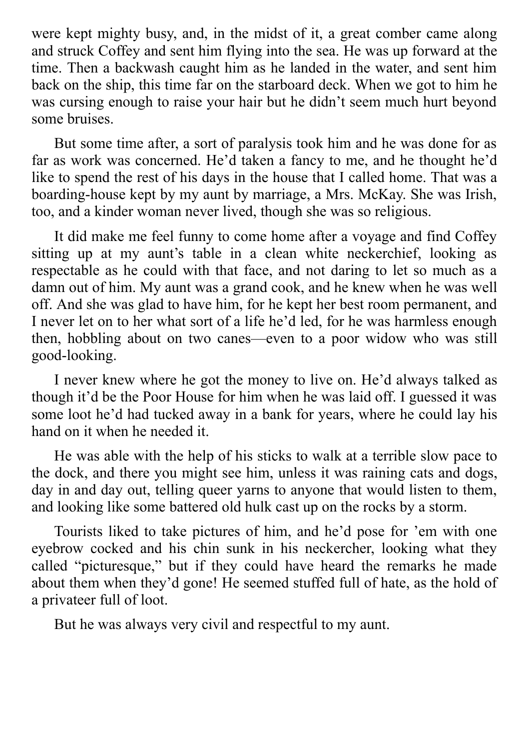were kept mighty busy, and, in the midst of it, a great comber came along and struck Coffey and sent him flying into the sea. He was up forward at the time. Then a backwash caught him as he landed in the water, and sent him back on the ship, this time far on the starboard deck. When we got to him he was cursing enough to raise your hair but he didn't seem much hurt beyond some bruises.

But some time after, a sort of paralysis took him and he was done for as far as work was concerned. He'd taken a fancy to me, and he thought he'd like to spend the rest of his days in the house that I called home. That was a boarding-house kept by my aunt by marriage, a Mrs. McKay. She was Irish, too, and a kinder woman never lived, though she was so religious.

It did make me feel funny to come home after a voyage and find Coffey sitting up at my aunt's table in a clean white neckerchief, looking as respectable as he could with that face, and not daring to let so much as a damn out of him. My aunt was a grand cook, and he knew when he was well off. And she was glad to have him, for he kept her best room permanent, and I never let on to her what sort of a life he'd led, for he was harmless enough then, hobbling about on two canes—even to a poor widow who was still good-looking.

I never knew where he got the money to live on. He'd always talked as though it'd be the Poor House for him when he was laid off. I guessed it was some loot he'd had tucked away in a bank for years, where he could lay his hand on it when he needed it.

He was able with the help of his sticks to walk at a terrible slow pace to the dock, and there you might see him, unless it was raining cats and dogs, day in and day out, telling queer yarns to anyone that would listen to them, and looking like some battered old hulk cast up on the rocks by a storm.

Tourists liked to take pictures of him, and he'd pose for 'em with one eyebrow cocked and his chin sunk in his neckercher, looking what they called "picturesque," but if they could have heard the remarks he made about them when they'd gone! He seemed stuffed full of hate, as the hold of a privateer full of loot.

But he was always very civil and respectful to my aunt.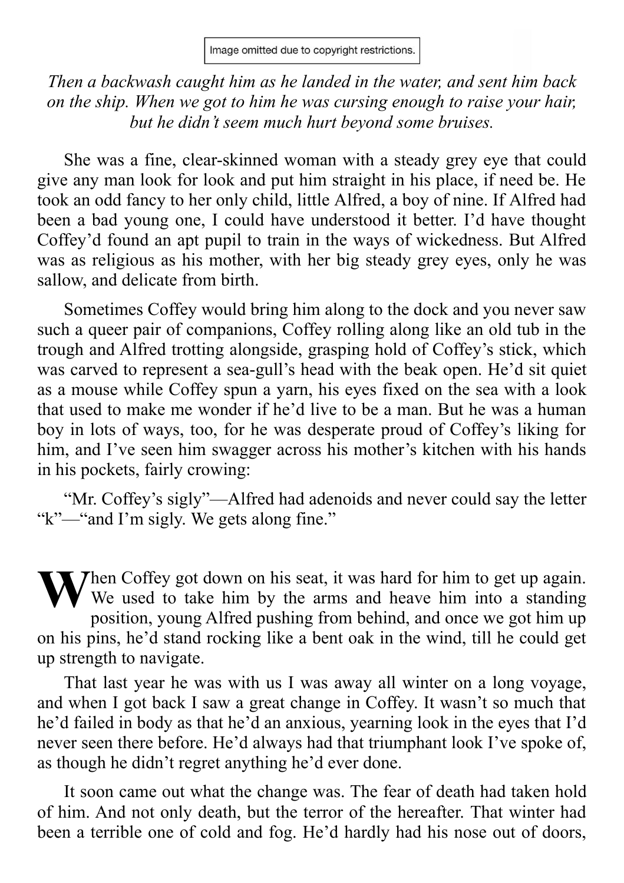Image omitted due to copyright restrictions.

*Then a backwash caught him as he landed in the water, and sent him back on the ship. When we got to him he was cursing enough to raise your hair, but he didn't seem much hurt beyond some bruises.*

She was a fine, clear-skinned woman with a steady grey eye that could give any man look for look and put him straight in his place, if need be. He took an odd fancy to her only child, little Alfred, a boy of nine. If Alfred had been a bad young one, I could have understood it better. I'd have thought Coffey'd found an apt pupil to train in the ways of wickedness. But Alfred was as religious as his mother, with her big steady grey eyes, only he was sallow, and delicate from birth.

Sometimes Coffey would bring him along to the dock and you never saw such a queer pair of companions, Coffey rolling along like an old tub in the trough and Alfred trotting alongside, grasping hold of Coffey's stick, which was carved to represent a sea-gull's head with the beak open. He'd sit quiet as a mouse while Coffey spun a yarn, his eyes fixed on the sea with a look that used to make me wonder if he'd live to be a man. But he was a human boy in lots of ways, too, for he was desperate proud of Coffey's liking for him, and I've seen him swagger across his mother's kitchen with his hands in his pockets, fairly crowing:

"Mr. Coffey's sigly"—Alfred had adenoids and never could say the letter "k"—"and I'm sigly. We gets along fine."

When Coffey got down on his seat, it was hard for him to get up again. We used to take him by the arms and heave him into a standing position, young Alfred pushing from behind, and once we got him up on his pins, he'd stand rocking like a bent oak in the wind, till he could get up strength to navigate.

That last year he was with us I was away all winter on a long voyage, and when I got back I saw a great change in Coffey. It wasn't so much that he'd failed in body as that he'd an anxious, yearning look in the eyes that I'd never seen there before. He'd always had that triumphant look I've spoke of, as though he didn't regret anything he'd ever done.

It soon came out what the change was. The fear of death had taken hold of him. And not only death, but the terror of the hereafter. That winter had been a terrible one of cold and fog. He'd hardly had his nose out of doors,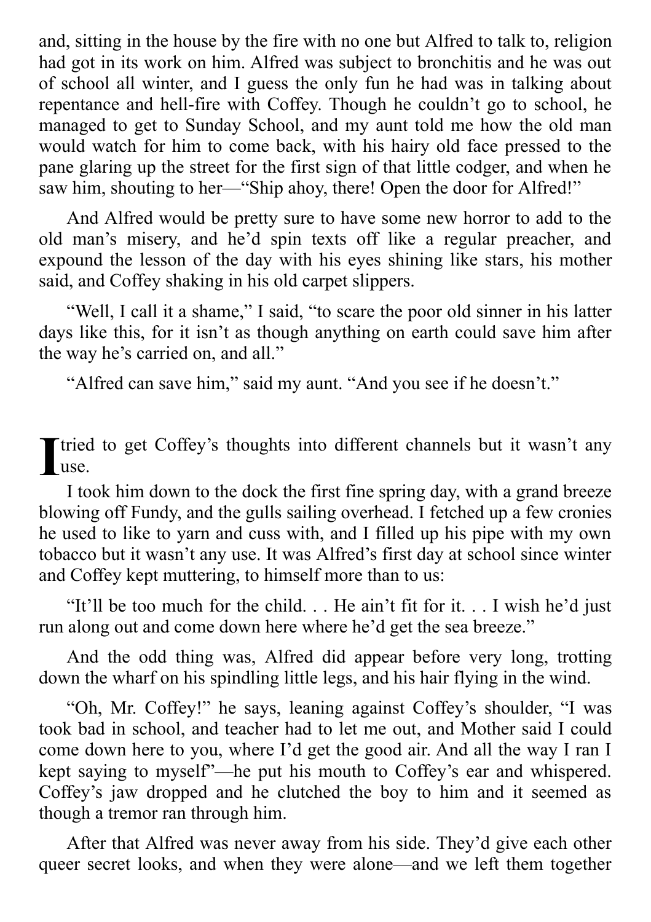and, sitting in the house by the fire with no one but Alfred to talk to, religion had got in its work on him. Alfred was subject to bronchitis and he was out of school all winter, and I guess the only fun he had was in talking about repentance and hell-fire with Coffey. Though he couldn't go to school, he managed to get to Sunday School, and my aunt told me how the old man would watch for him to come back, with his hairy old face pressed to the pane glaring up the street for the first sign of that little codger, and when he saw him, shouting to her—"Ship ahoy, there! Open the door for Alfred!"

And Alfred would be pretty sure to have some new horror to add to the old man's misery, and he'd spin texts off like a regular preacher, and expound the lesson of the day with his eyes shining like stars, his mother said, and Coffey shaking in his old carpet slippers.

"Well, I call it a shame," I said, "to scare the poor old sinner in his latter days like this, for it isn't as though anything on earth could save him after the way he's carried on, and all."

"Alfred can save him," said my aunt. "And you see if he doesn't."

I tried to get Coffey's thoughts into different channels but it wasn't any use.

I took him down to the dock the first fine spring day, with a grand breeze blowing off Fundy, and the gulls sailing overhead. I fetched up a few cronies he used to like to yarn and cuss with, and I filled up his pipe with my own tobacco but it wasn't any use. It was Alfred's first day at school since winter and Coffey kept muttering, to himself more than to us:

"It'll be too much for the child. . . He ain't fit for it. . . I wish he'd just run along out and come down here where he'd get the sea breeze."

And the odd thing was, Alfred did appear before very long, trotting down the wharf on his spindling little legs, and his hair flying in the wind.

"Oh, Mr. Coffey!" he says, leaning against Coffey's shoulder, "I was took bad in school, and teacher had to let me out, and Mother said I could come down here to you, where I'd get the good air. And all the way I ran I kept saying to myself"—he put his mouth to Coffey's ear and whispered. Coffey's jaw dropped and he clutched the boy to him and it seemed as though a tremor ran through him.

After that Alfred was never away from his side. They'd give each other queer secret looks, and when they were alone—and we left them together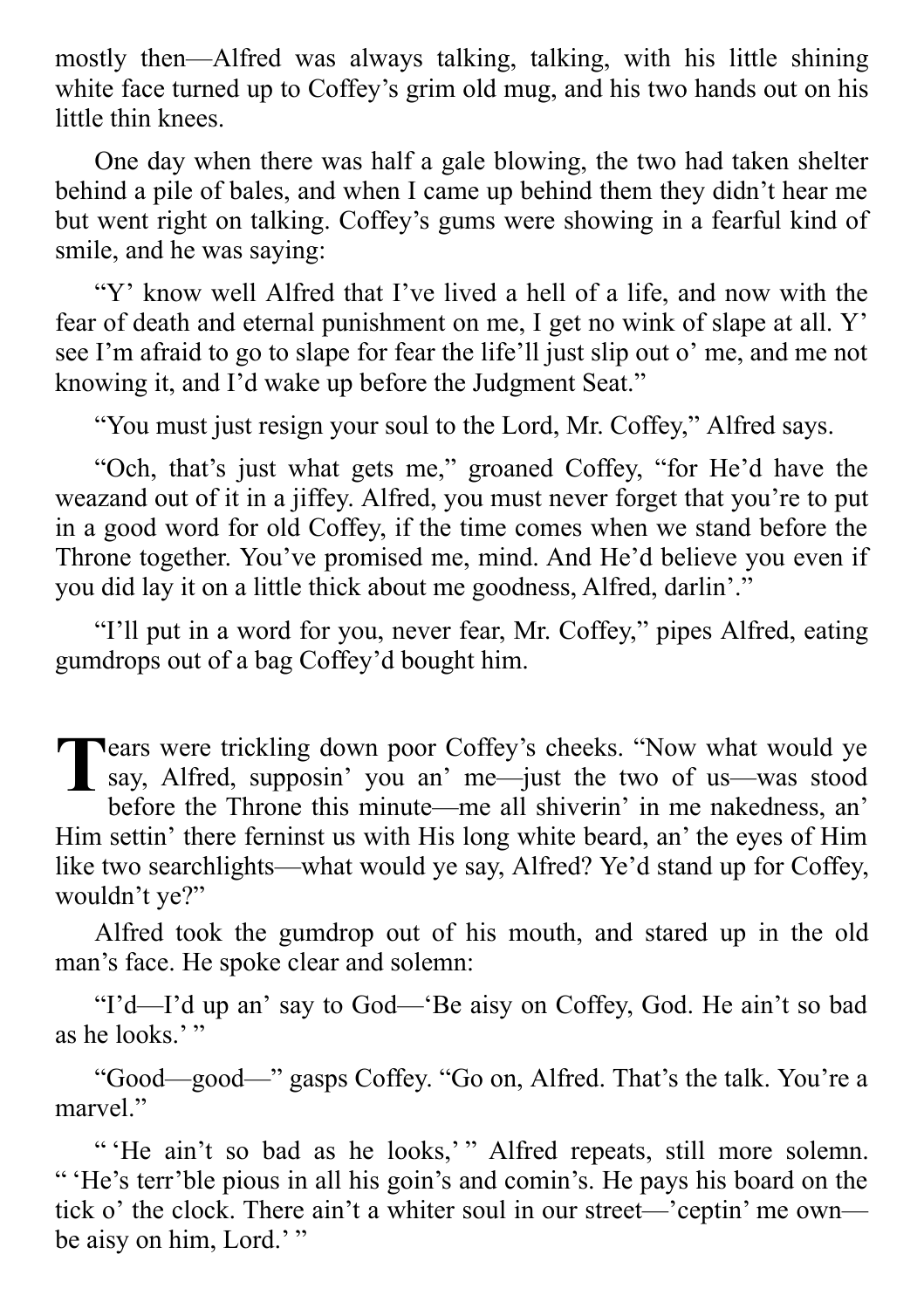mostly then—Alfred was always talking, talking, with his little shining white face turned up to Coffey's grim old mug, and his two hands out on his little thin knees.

One day when there was half a gale blowing, the two had taken shelter behind a pile of bales, and when I came up behind them they didn't hear me but went right on talking. Coffey's gums were showing in a fearful kind of smile, and he was saying:

"Y' know well Alfred that I've lived a hell of a life, and now with the fear of death and eternal punishment on me, I get no wink of slape at all. Y' see I'm afraid to go to slape for fear the life'll just slip out o' me, and me not knowing it, and I'd wake up before the Judgment Seat."

"You must just resign your soul to the Lord, Mr. Coffey," Alfred says.

"Och, that's just what gets me," groaned Coffey, "for He'd have the weazand out of it in a jiffey. Alfred, you must never forget that you're to put in a good word for old Coffey, if the time comes when we stand before the Throne together. You've promised me, mind. And He'd believe you even if you did lay it on a little thick about me goodness, Alfred, darlin'."

"I'll put in a word for you, never fear, Mr. Coffey," pipes Alfred, eating gumdrops out of a bag Coffey'd bought him.

Tears were trickling down poor Coffey's cheeks. "Now what would ye say, Alfred, supposin' you an' me—just the two of us—was stood before the Throne this minute—me all shiverin' in me nakedness, an' Him settin' there ferninst us with His long white beard, an' the eyes of Him like two searchlights—what would ye say, Alfred? Ye'd stand up for Coffey, wouldn't ye?"

Alfred took the gumdrop out of his mouth, and stared up in the old man's face. He spoke clear and solemn:

"I'd—I'd up an' say to God—'Be aisy on Coffey, God. He ain't so bad as he looks.' "

"Good—good—" gasps Coffey. "Go on, Alfred. That's the talk. You're a marvel."

" 'He ain't so bad as he looks,' " Alfred repeats, still more solemn. " 'He's terr'ble pious in all his goin's and comin's. He pays his board on the tick o' the clock. There ain't a whiter soul in our street—'ceptin' me own—be aisy on him, Lord.' "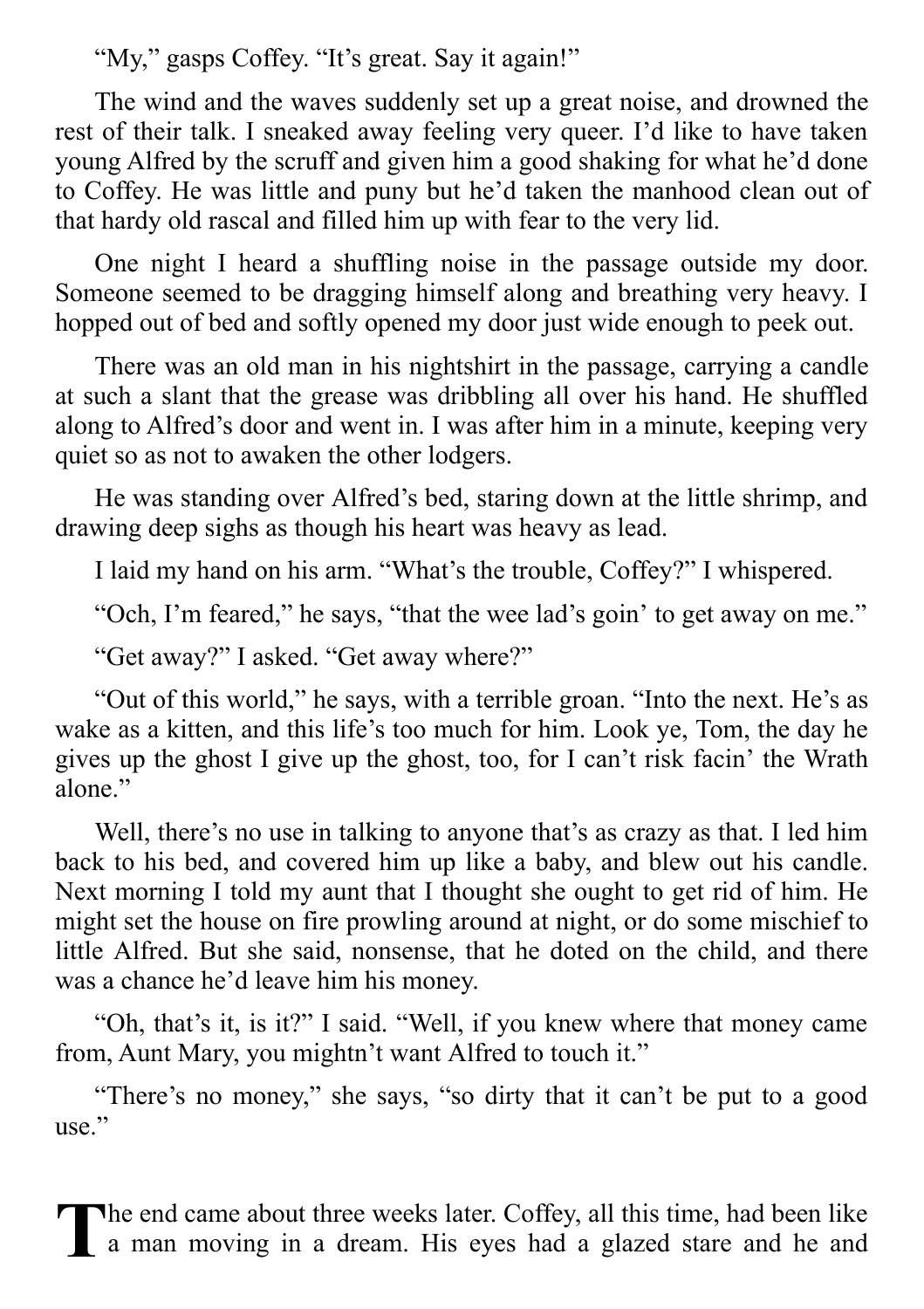"My," gasps Coffey. "It's great. Say it again!"

The wind and the waves suddenly set up a great noise, and drowned the rest of their talk. I sneaked away feeling very queer. I'd like to have taken young Alfred by the scruff and given him a good shaking for what he'd done to Coffey. He was little and puny but he'd taken the manhood clean out of that hardy old rascal and filled him up with fear to the very lid.

One night I heard a shuffling noise in the passage outside my door. Someone seemed to be dragging himself along and breathing very heavy. I hopped out of bed and softly opened my door just wide enough to peek out.

There was an old man in his nightshirt in the passage, carrying a candle at such a slant that the grease was dribbling all over his hand. He shuffled along to Alfred's door and went in. I was after him in a minute, keeping very quiet so as not to awaken the other lodgers.

He was standing over Alfred's bed, staring down at the little shrimp, and drawing deep sighs as though his heart was heavy as lead.

I laid my hand on his arm. "What's the trouble, Coffey?" I whispered.

"Och, I'm feared," he says, "that the wee lad's goin' to get away on me."

"Get away?" I asked. "Get away where?"

"Out of this world," he says, with a terrible groan. "Into the next. He's as wake as a kitten, and this life's too much for him. Look ye, Tom, the day he gives up the ghost I give up the ghost, too, for I can't risk facin' the Wrath alone."

Well, there's no use in talking to anyone that's as crazy as that. I led him back to his bed, and covered him up like a baby, and blew out his candle. Next morning I told my aunt that I thought she ought to get rid of him. He might set the house on fire prowling around at night, or do some mischief to little Alfred. But she said, nonsense, that he doted on the child, and there was a chance he'd leave him his money.

"Oh, that's it, is it?" I said. "Well, if you knew where that money came from, Aunt Mary, you mightn't want Alfred to touch it."

"There's no money," she says, "so dirty that it can't be put to a good use."

The end came about three weeks later. Coffey, all this time, had been like a man moving in a dream. His eyes had a glazed stare and he and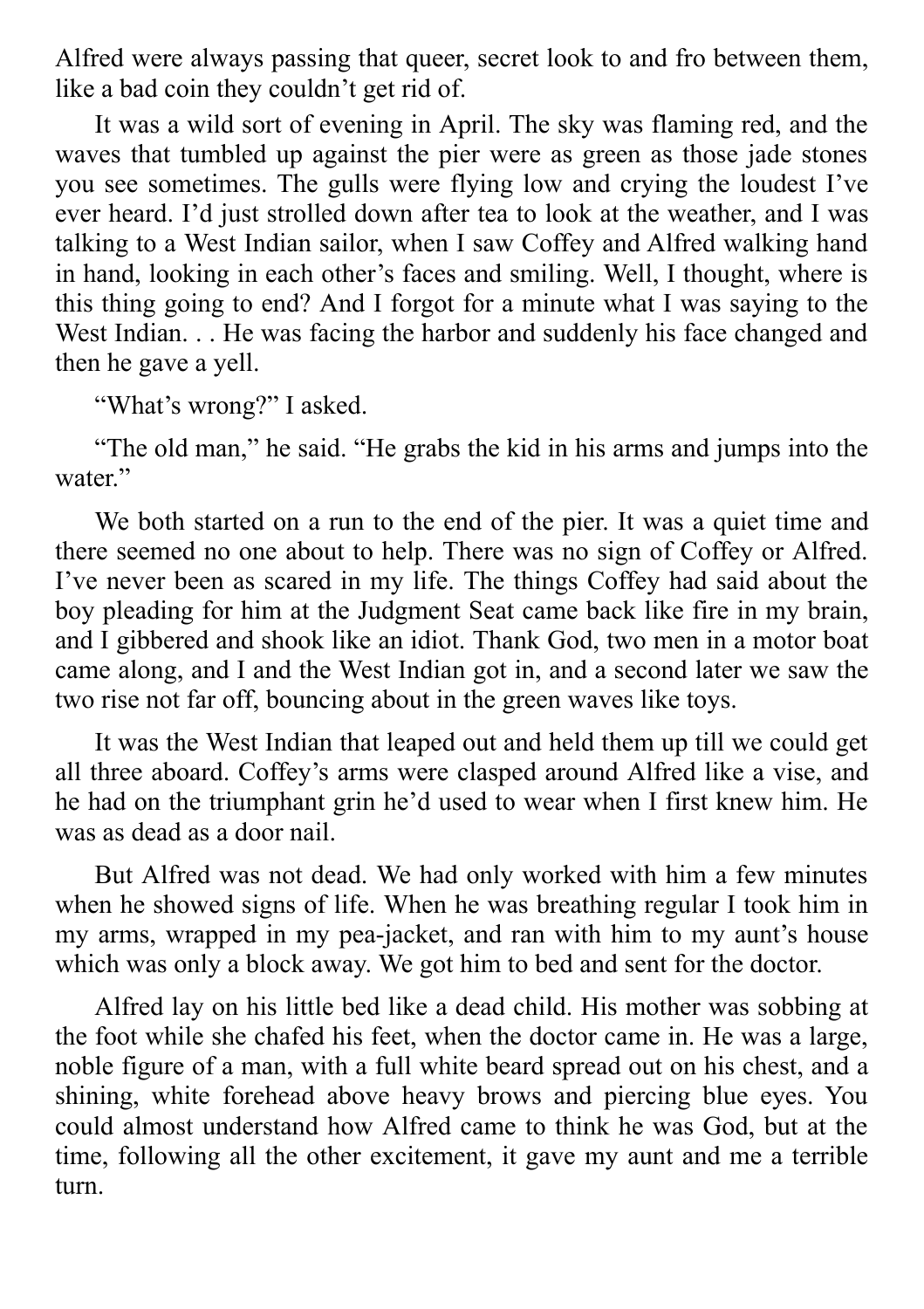Alfred were always passing that queer, secret look to and fro between them, like a bad coin they couldn't get rid of.

It was a wild sort of evening in April. The sky was flaming red, and the waves that tumbled up against the pier were as green as those jade stones you see sometimes. The gulls were flying low and crying the loudest I've ever heard. I'd just strolled down after tea to look at the weather, and I was talking to a West Indian sailor, when I saw Coffey and Alfred walking hand in hand, looking in each other's faces and smiling. Well, I thought, where is this thing going to end? And I forgot for a minute what I was saying to the West Indian. . . He was facing the harbor and suddenly his face changed and then he gave a yell.

"What's wrong?" I asked.

"The old man," he said. "He grabs the kid in his arms and jumps into the water."

We both started on a run to the end of the pier. It was a quiet time and there seemed no one about to help. There was no sign of Coffey or Alfred. I've never been as scared in my life. The things Coffey had said about the boy pleading for him at the Judgment Seat came back like fire in my brain, and I gibbered and shook like an idiot. Thank God, two men in a motor boat came along, and I and the West Indian got in, and a second later we saw the two rise not far off, bouncing about in the green waves like toys.

It was the West Indian that leaped out and held them up till we could get all three aboard. Coffey's arms were clasped around Alfred like a vise, and he had on the triumphant grin he'd used to wear when I first knew him. He was as dead as a door nail.

But Alfred was not dead. We had only worked with him a few minutes when he showed signs of life. When he was breathing regular I took him in my arms, wrapped in my pea-jacket, and ran with him to my aunt's house which was only a block away. We got him to bed and sent for the doctor.

Alfred lay on his little bed like a dead child. His mother was sobbing at the foot while she chafed his feet, when the doctor came in. He was a large, noble figure of a man, with a full white beard spread out on his chest, and a shining, white forehead above heavy brows and piercing blue eyes. You could almost understand how Alfred came to think he was God, but at the time, following all the other excitement, it gave my aunt and me a terrible turn.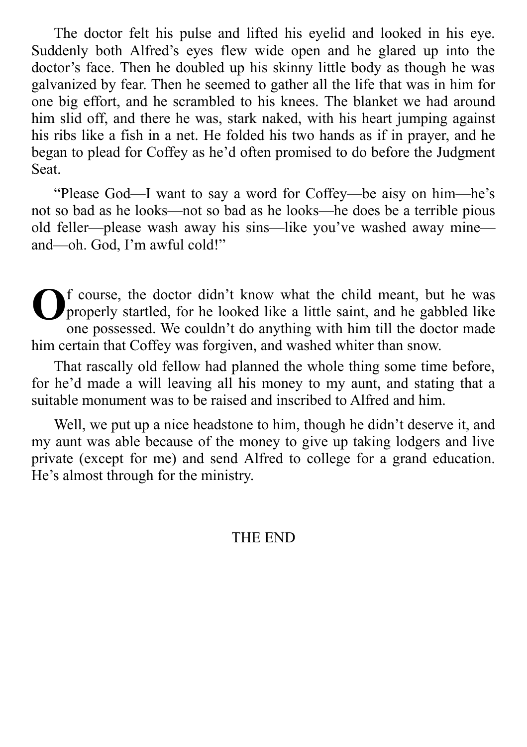The doctor felt his pulse and lifted his eyelid and looked in his eye. Suddenly both Alfred's eyes flew wide open and he glared up into the doctor's face. Then he doubled up his skinny little body as though he was galvanized by fear. Then he seemed to gather all the life that was in him for one big effort, and he scrambled to his knees. The blanket we had around him slid off, and there he was, stark naked, with his heart jumping against his ribs like a fish in a net. He folded his two hands as if in prayer, and he began to plead for Coffey as he'd often promised to do before the Judgment Seat.

"Please God—I want to say a word for Coffey—be aisy on him—he's not so bad as he looks—not so bad as he looks—he does be a terrible pious old feller—please wash away his sins—like you've washed away mine—and—oh. God, I'm awful cold!"

Of course, the doctor didn't know what the child meant, but he was properly startled, for he looked like a little saint, and he gabbled like one possessed. We couldn't do anything with him till the doctor made him certain that Coffey was forgiven, and washed whiter than snow.

That rascally old fellow had planned the whole thing some time before, for he'd made a will leaving all his money to my aunt, and stating that a suitable monument was to be raised and inscribed to Alfred and him.

Well, we put up a nice headstone to him, though he didn't deserve it, and my aunt was able because of the money to give up taking lodgers and live private (except for me) and send Alfred to college for a grand education. He's almost through for the ministry.

THE END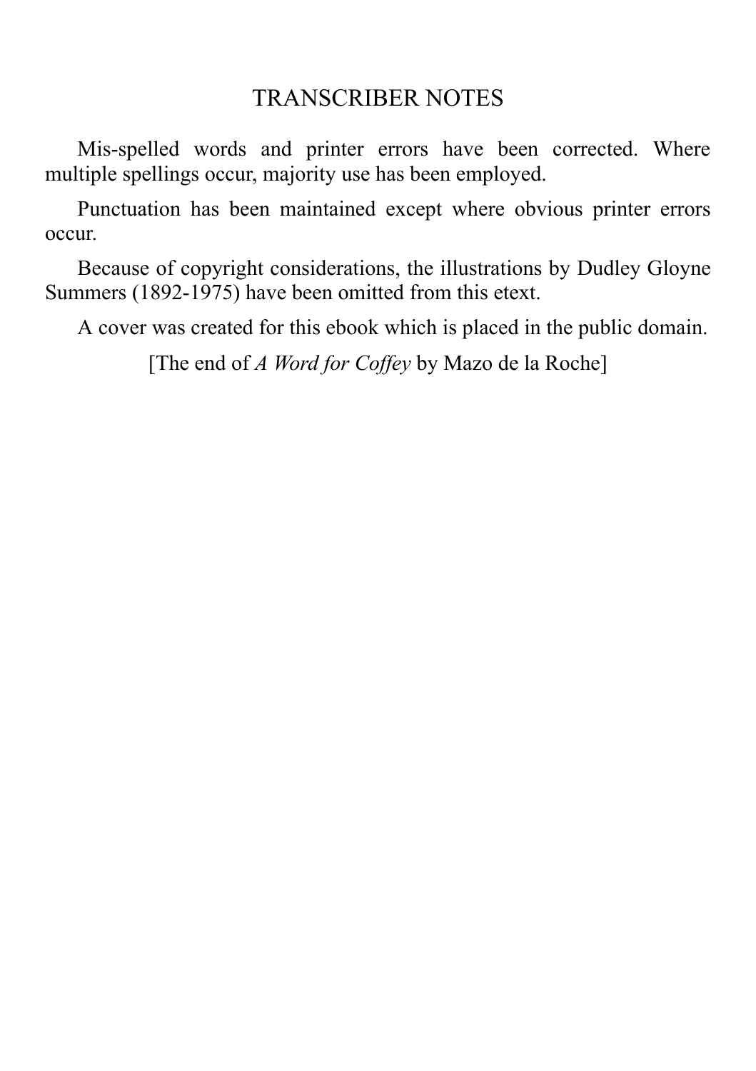# TRANSCRIBER NOTES

Mis-spelled words and printer errors have been corrected. Where multiple spellings occur, majority use has been employed.

Punctuation has been maintained except where obvious printer errors occur.

Because of copyright considerations, the illustrations by Dudley Gloyne Summers (1892-1975) have been omitted from this etext.

A cover was created for this ebook which is placed in the public domain.

[The end of *A Word for Coffey* by Mazo de la Roche]